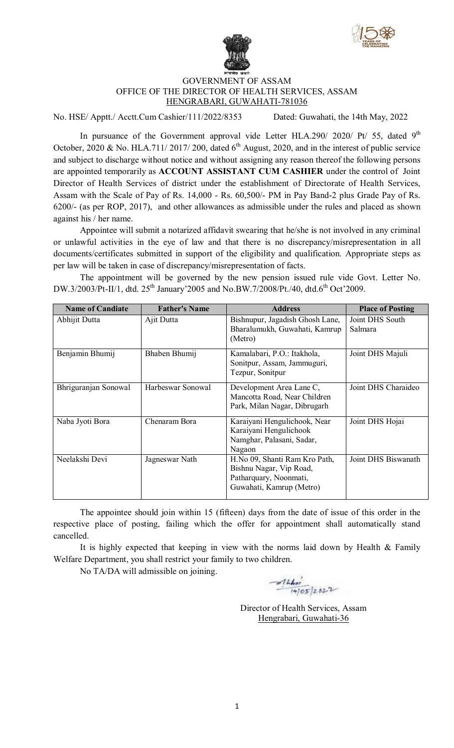GOVERNMENT OF ASSAM
OFFICE OF THE DIRECTOR OF HEALTH SERVICES, ASSAM
HENGRABARI, GUWAHATI-781036

No. HSE/ Apptt./ Acctt.Cum Cashier/111/2022/8353 Dated: Guwahati, the 14th May, 2022

In pursuance of the Government approval vide Letter HLA.290/ 2020/ Pt/ 55, dated 9th October, 2020 & No. HLA.711/ 2017/ 200, dated 6th August, 2020, and in the interest of public service and subject to discharge without notice and without assigning any reason thereof the following persons are appointed temporarily as **ACCOUNT ASSISTANT CUM CASHIER** under the control of Joint Director of Health Services of district under the establishment of Directorate of Health Services, Assam with the Scale of Pay of Rs. 14,000 - Rs. 60,500/- PM in Pay Band-2 plus Grade Pay of Rs. 6200/- (as per ROP, 2017), and other allowances as admissible under the rules and placed as shown against his / her name.

Appointee will submit a notarized affidavit swearing that he/she is not involved in any criminal or unlawful activities in the eye of law and that there is no discrepancy/misrepresentation in all documents/certificates submitted in support of the eligibility and qualification. Appropriate steps as per law will be taken in case of discrepancy/misrepresentation of facts.

The appointment will be governed by the new pension issued rule vide Govt. Letter No. DW.3/2003/Pt-II/1, dtd. 25th January'2005 and No.BW.7/2008/Pt./40, dtd.6th Oct'2009.

| Name of Candiate | Father's Name | Address | Place of Posting |
|---|---|---|---|
| Abhijit Dutta | Ajit Dutta | Bishnupur, Jagadish Ghosh Lane, Bharalumukh, Guwahati, Kamrup (Metro) | Joint DHS South Salmara |
| Benjamin Bhumij | Bhaben Bhumij | Kamalabari, P.O.: Itakhola, Sonitpur, Assam, Jammuguri, Tezpur, Sonitpur | Joint DHS Majuli |
| Bhriguranjan Sonowal | Harbeswar Sonowal | Development Area Lane C, Mancotta Road, Near Children Park, Milan Nagar, Dibrugarh | Joint DHS Charaideo |
| Naba Jyoti Bora | Chenaram Bora | Karaiyani Hengulichook, Near Karaiyani Hengulichook Namghar, Palasani, Sadar, Nagaon | Joint DHS Hojai |
| Neelakshi Devi | Jagneswar Nath | H.No 09, Shanti Ram Kro Path, Bishnu Nagar, Vip Road, Patharquary, Noonmati, Guwahati, Kamrup (Metro) | Joint DHS Biswanath |

The appointee should join within 15 (fifteen) days from the date of issue of this order in the respective place of posting, failing which the offer for appointment shall automatically stand cancelled.

It is highly expected that keeping in view with the norms laid down by Health & Family Welfare Department, you shall restrict your family to two children.

No TA/DA will admissible on joining.

14/05/2022

Director of Health Services, Assam
Hengrabari, Guwahati-36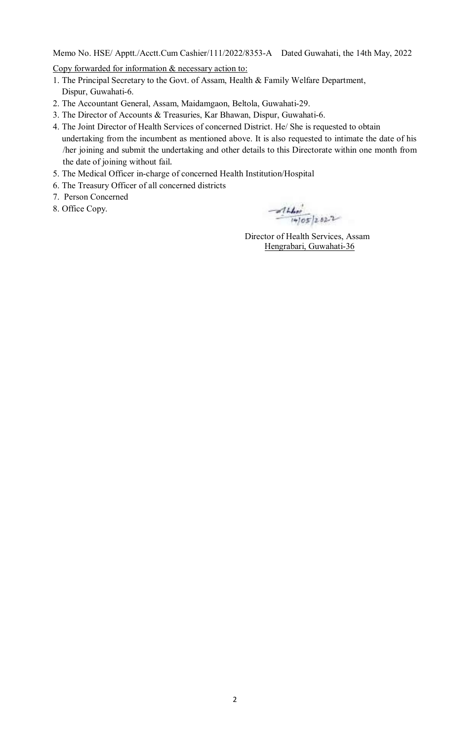Memo No. HSE/ Apptt./Acctt.Cum Cashier/111/2022/8353-A Dated Guwahati, the 14th May, 2022

Copy forwarded for information & necessary action to:

1. The Principal Secretary to the Govt. of Assam, Health & Family Welfare Department, Dispur, Guwahati-6.
2. The Accountant General, Assam, Maidamgaon, Beltola, Guwahati-29.
3. The Director of Accounts & Treasuries, Kar Bhawan, Dispur, Guwahati-6.
4. The Joint Director of Health Services of concerned District. He/ She is requested to obtain undertaking from the incumbent as mentioned above. It is also requested to intimate the date of his /her joining and submit the undertaking and other details to this Directorate within one month from the date of joining without fail.
5. The Medical Officer in-charge of concerned Health Institution/Hospital
6. The Treasury Officer of all concerned districts
7. Person Concerned
8. Office Copy.

14/05/2022

Director of Health Services, Assam
Hengrabari, Guwahati-36